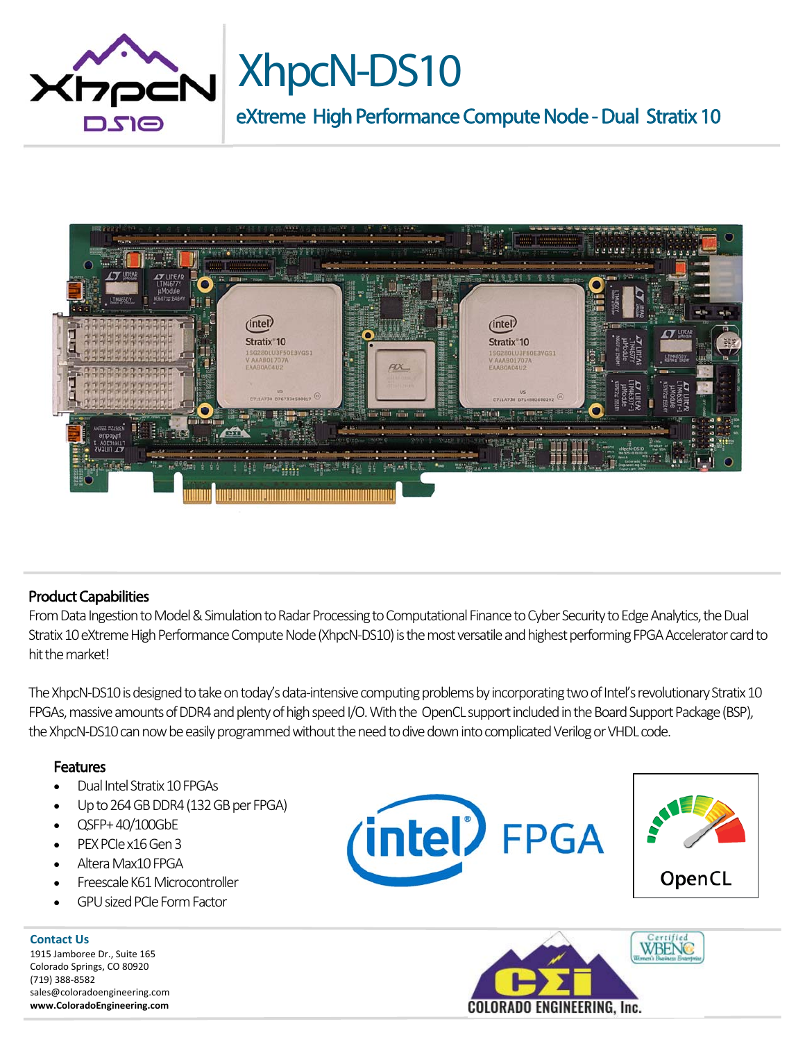# XhpcN-DS10

## eXtreme High Performance Compute Node - Dual Stratix 10

### Product Capabilities

From Data Ingestion to Model & Simulation to Radar Processing to Computational Finance to Cyber Security to Edge Analytics, the Dual Stratix 10 eXtreme High Performance Compute Node (XhpcN-DS10) is the most versatile and highest performing FPGA Accelerator card to hit the market!

The XhpcN-DS10 is designed to take on today's data-intensive computing problems by incorporating two of Intel's revolutionary Stratix 10 FPGAs, massive amounts of DDR4 and plenty of high speed I/O. With the OpenCL support included in the Board Support Package (BSP), the XhpcN-DS10 can now be easily programmed without the need to dive down into complicated Verilog or VHDL code.

### Features

- Dual Intel Stratix 10 FPGAs
- Up to 264 GB DDR4 (132 GB per FPGA)
- QSFP+ 40/100GbE
- PEX PCIe x16 Gen 3
- Altera Max10 FPGA
- Freescale K61 Microcontroller
- GPU sized PCIe Form Factor

**Contact Us**

1915 Jamboree Dr., Suite 165
Colorado Springs, CO 80920
(719) 388-8582
sales@coloradoengineering.com
**www.ColoradoEngineering.com**

COLORADO ENGINEERING, Inc.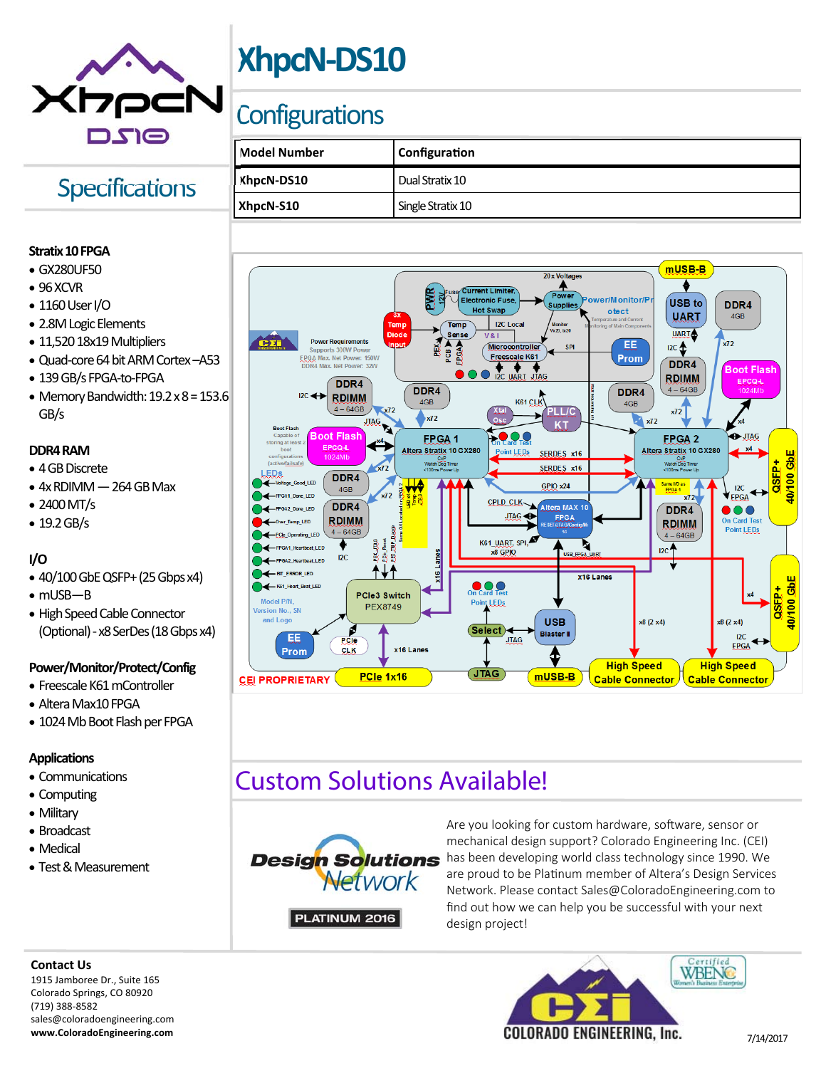# XhpcN-DS10

## Configurations

| Model Number | Configuration |
|---|---|
| XhpcN-DS10 | Dual Stratix 10 |
| XhpcN-S10 | Single Stratix 10 |

## Specifications

**Stratix 10 FPGA**

- GX280UF50
- 96 XCVR
- 1160 User I/O
- 2.8M Logic Elements
- 11,520 18x19 Multipliers
- Quad-core 64 bit ARM Cortex–A53
- 139 GB/s FPGA-to-FPGA
- Memory Bandwidth: 19.2 x 8 = 153.6 GB/s

**DDR4 RAM**

- 4 GB Discrete
- 4x RDIMM — 264 GB Max
- 2400 MT/s
- 19.2 GB/s

**I/O**

- 40/100 GbE QSFP+ (25 Gbps x4)
- mUSB—B
- High Speed Cable Connector (Optional) - x8 SerDes (18 Gbps x4)

**Power/Monitor/Protect/Config**

- Freescale K61 mController
- Altera Max10 FPGA
- 1024 Mb Boot Flash per FPGA

**Applications**

- Communications
- Computing
- Military
- Broadcast
- Medical
- Test & Measurement

## Custom Solutions Available!

Design Solutions Network

PLATINUM 2016

Are you looking for custom hardware, software, sensor or mechanical design support? Colorado Engineering Inc. (CEI) has been developing world class technology since 1990. We are proud to be Platinum member of Altera's Design Services Network. Please contact Sales@ColoradoEngineering.com to find out how we can help you be successful with your next design project!

**Contact Us**

1915 Jamboree Dr., Suite 165
Colorado Springs, CO 80920
(719) 388-8582
sales@coloradoengineering.com
**www.ColoradoEngineering.com**

COLORADO ENGINEERING, Inc.

Certified WBENC Women's Business Enterprise

7/14/2017